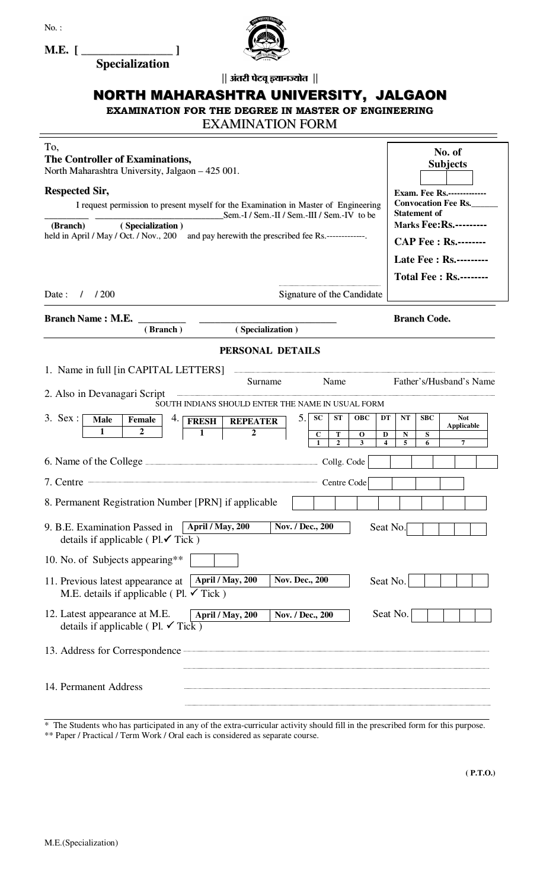No. :

**M.E. [ ________________ ]**
**Specialization**

**|| अंतरी पेटवू ज्ञानज्योत ||**

# NORTH MAHARASHTRA UNIVERSITY, JALGAON

**EXAMINATION FOR THE DEGREE IN MASTER OF ENGINEERING**

## EXAMINATION FORM

To,
**The Controller of Examinations,**
North Maharashtra University, Jalgaon – 425 001.

**Respected Sir,**

I request permission to present myself for the Examination in Master of Engineering _________ __________________________Sem.-I / Sem.-II / Sem.-III / Sem.-IV to be
**(Branch)** **( Specialization )**
held in April / May / Oct. / Nov., 200 and pay herewith the prescribed fee Rs.-------------.

Date : / / 200

Signature of the Candidate

| No. of Subjects |
|---|
| |

**Exam. Fee Rs.-------------**
**Convocation Fee Rs.______**
**Statement of Marks Fee:Rs.---------**
**CAP Fee : Rs.--------**
**Late Fee : Rs.---------**
**Total Fee : Rs.--------**

**Branch Name : M.E.** _________ ____________________________ **Branch Code.**
**( Branch )** **( Specialization )**

### PERSONAL DETAILS

1. Name in full [in CAPITAL LETTERS] ........................................................................
Surname Name Father's/Husband's Name

2. Also in Devanagari Script ........................................................................
SOUTH INDIANS SHOULD ENTER THE NAME IN USUAL FORM

3. Sex :

| Male | Female |
|---|---|
| 1 | 2 |

4.

| FRESH | REPEATER |
|---|---|
| 1 | 2 |

5.

| SC | ST | OBC | DT | NT | SBC | Not Applicable |
|---|---|---|---|---|---|---|
| C | T | O | D | N | S | |
| 1 | 2 | 3 | 4 | 5 | 6 | 7 |

6. Name of the College ........................................................................ Collg. Code

7. Centre ........................................................................ Centre Code

8. Permanent Registration Number [PRN] if applicable

9. B.E. Examination Passed in | April / May, 200 | Nov. / Dec., 200 | Seat No.
details if applicable ( Pl.✓ Tick )

10. No. of Subjects appearing**

11. Previous latest appearance at | April / May, 200 | Nov. Dec., 200 | Seat No.
M.E. details if applicable ( Pl. ✓ Tick )

12. Latest appearance at M.E. | April / May, 200 | Nov. / Dec., 200 | Seat No.
details if applicable ( Pl. ✓ Tick )

13. Address for Correspondence ........................................................................

........................................................................

14. Permanent Address ........................................................................

........................................................................

\* The Students who has participated in any of the extra-curricular activity should fill in the prescribed form for this purpose.
** Paper / Practical / Term Work / Oral each is considered as separate course.

**( P.T.O.)**

M.E.(Specialization)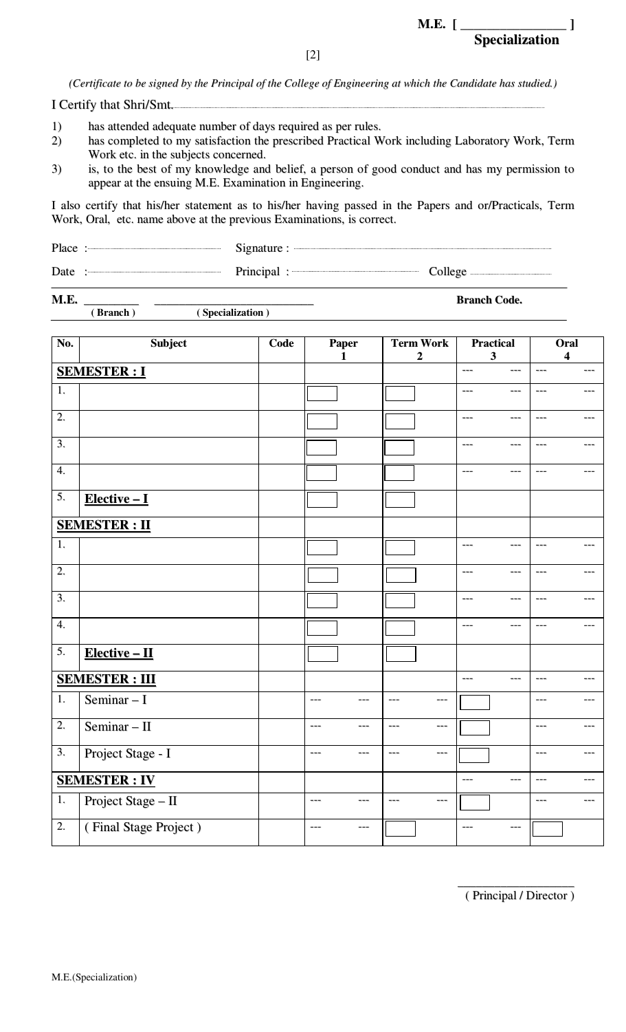M.E. [ ________________ ]
**Specialization**

*(Certificate to be signed by the Principal of the College of Engineering at which the Candidate has studied.)*

I Certify that Shri/Smt. ..........................................................................................................

1) has attended adequate number of days required as per rules.
2) has completed to my satisfaction the prescribed Practical Work including Laboratory Work, Term Work etc. in the subjects concerned.
3) is, to the best of my knowledge and belief, a person of good conduct and has my permission to appear at the ensuing M.E. Examination in Engineering.

I also certify that his/her statement as to his/her having passed in the Papers and or/Practicals, Term Work, Oral, etc. name above at the previous Examinations, is correct.

Place : .............................................. Signature : ..........................................................................

Date : .............................................. Principal : .................................................. College ..............................

**M.E.** _________ ___________________________ **Branch Code.**
( Branch ) ( Specialization )

| No. | Subject | Code | Paper 1 | Term Work 2 | Practical 3 | Oral 4 |
|---|---|---|---|---|---|---|
| **SEMESTER : I** | | | | | --- --- | --- --- |
| 1. | | | ☐ | ☐ | --- --- | --- --- |
| 2. | | | ☐ | ☐ | --- --- | --- --- |
| 3. | | | ☐ | ☐ | --- --- | --- --- |
| 4. | | | ☐ | ☐ | --- --- | --- --- |
| 5. | **Elective – I** | | ☐ | ☐ | | |
| **SEMESTER : II** | | | | | | |
| 1. | | | ☐ | ☐ | --- --- | --- --- |
| 2. | | | ☐ | ☐ | --- --- | --- --- |
| 3. | | | ☐ | ☐ | --- --- | --- --- |
| 4. | | | ☐ | ☐ | --- --- | --- --- |
| 5. | **Elective – II** | | ☐ | ☐ | | |
| **SEMESTER : III** | | | | | --- --- | --- --- |
| 1. | Seminar – I | | --- --- | --- --- | ☐ | --- --- |
| 2. | Seminar – II | | --- --- | --- --- | ☐ | --- --- |
| 3. | Project Stage - I | | --- --- | --- --- | ☐ | --- --- |
| **SEMESTER : IV** | | | | | --- --- | --- --- |
| 1. | Project Stage – II | | --- --- | --- --- | ☐ | --- --- |
| 2. | ( Final Stage Project ) | | --- --- | ☐ | --- --- | ☐ |

____________________
( Principal / Director )

M.E.(Specialization)